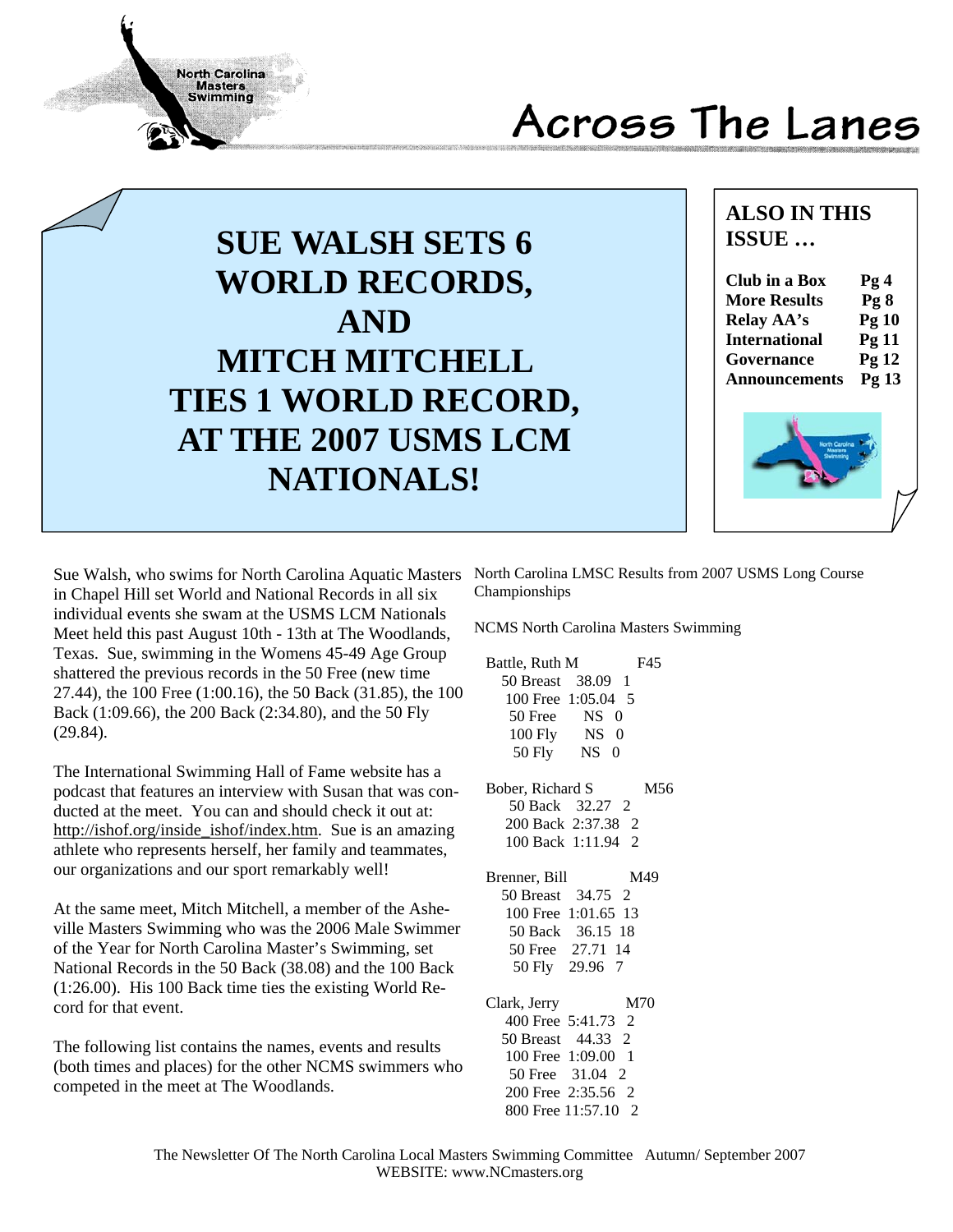# Across The Lanes

## SUE WALSH SETS 6 WORLD RECORDS, AND MITCH MITCHELL TIES 1 WORLD RECORD, AT THE 2007 USMS LCM NATIONALS!

**ALSO IN THIS ISSUE …**

| | |
|---|---|
| **Club in a Box** | **Pg 4** |
| **More Results** | **Pg 8** |
| **Relay AA's** | **Pg 10** |
| **International** | **Pg 11** |
| **Governance** | **Pg 12** |
| **Announcements** | **Pg 13** |

Sue Walsh, who swims for North Carolina Aquatic Masters in Chapel Hill set World and National Records in all six individual events she swam at the USMS LCM Nationals Meet held this past August 10th - 13th at The Woodlands, Texas. Sue, swimming in the Womens 45-49 Age Group shattered the previous records in the 50 Free (new time 27.44), the 100 Free (1:00.16), the 50 Back (31.85), the 100 Back (1:09.66), the 200 Back (2:34.80), and the 50 Fly (29.84).

The International Swimming Hall of Fame website has a podcast that features an interview with Susan that was conducted at the meet. You can and should check it out at: http://ishof.org/inside_ishof/index.htm. Sue is an amazing athlete who represents herself, her family and teammates, our organizations and our sport remarkably well!

At the same meet, Mitch Mitchell, a member of the Asheville Masters Swimming who was the 2006 Male Swimmer of the Year for North Carolina Master's Swimming, set National Records in the 50 Back (38.08) and the 100 Back (1:26.00). His 100 Back time ties the existing World Record for that event.

The following list contains the names, events and results (both times and places) for the other NCMS swimmers who competed in the meet at The Woodlands.

North Carolina LMSC Results from 2007 USMS Long Course Championships

NCMS North Carolina Masters Swimming

Battle, Ruth M F45
- 50 Breast 38.09 1
- 100 Free 1:05.04 5
- 50 Free NS 0
- 100 Fly NS 0
- 50 Fly NS 0

Bober, Richard S M56
- 50 Back 32.27 2
- 200 Back 2:37.38 2
- 100 Back 1:11.94 2

Brenner, Bill M49
- 50 Breast 34.75 2
- 100 Free 1:01.65 13
- 50 Back 36.15 18
- 50 Free 27.71 14
- 50 Fly 29.96 7

Clark, Jerry M70
- 400 Free 5:41.73 2
- 50 Breast 44.33 2
- 100 Free 1:09.00 1
- 50 Free 31.04 2
- 200 Free 2:35.56 2
- 800 Free 11:57.10 2

The Newsletter Of The North Carolina Local Masters Swimming Committee Autumn/ September 2007
WEBSITE: www.NCmasters.org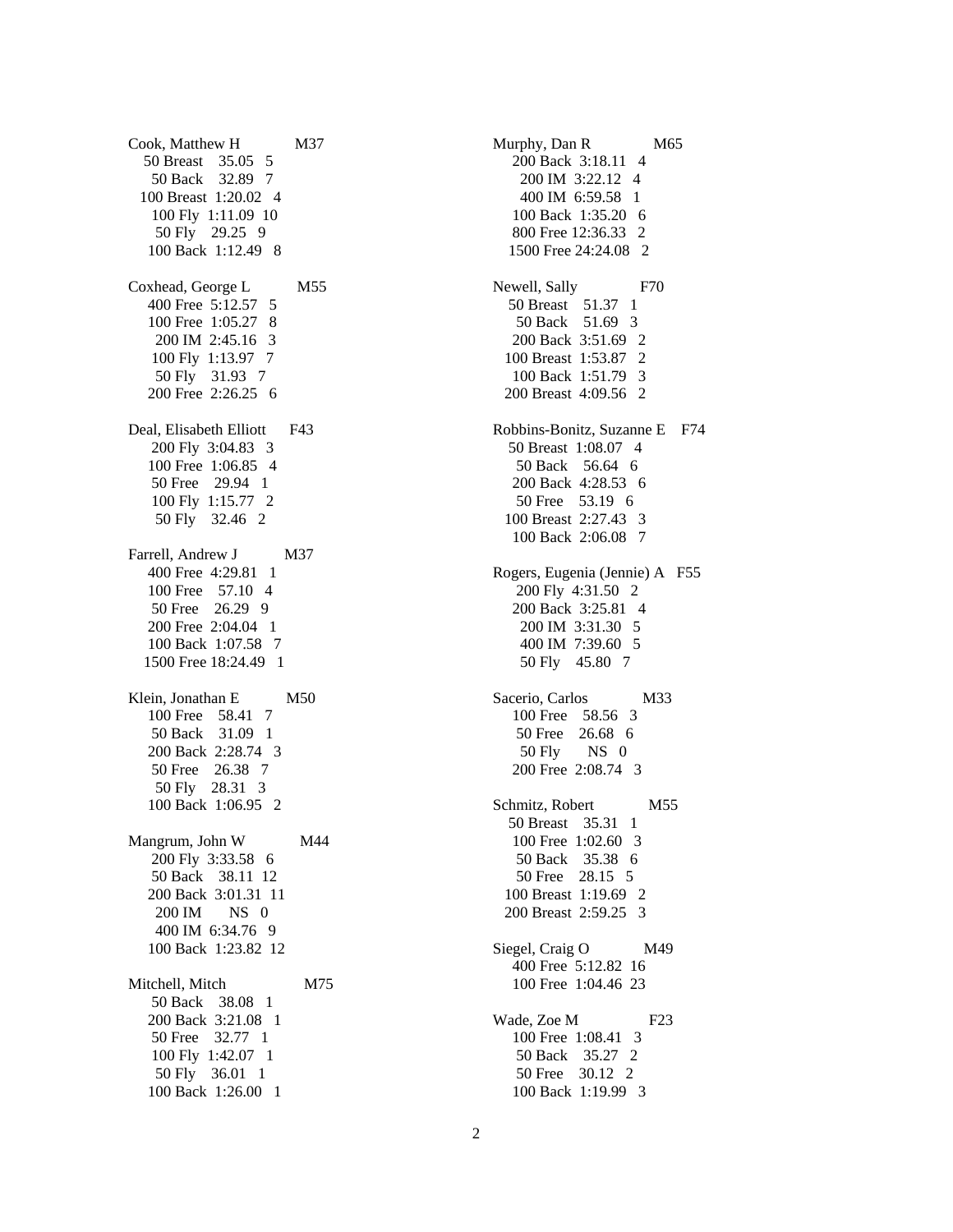Cook, Matthew H M37
50 Breast 35.05 5
50 Back 32.89 7
100 Breast 1:20.02 4
100 Fly 1:11.09 10
50 Fly 29.25 9
100 Back 1:12.49 8

Coxhead, George L M55
400 Free 5:12.57 5
100 Free 1:05.27 8
200 IM 2:45.16 3
100 Fly 1:13.97 7
50 Fly 31.93 7
200 Free 2:26.25 6

Deal, Elisabeth Elliott F43
200 Fly 3:04.83 3
100 Free 1:06.85 4
50 Free 29.94 1
100 Fly 1:15.77 2
50 Fly 32.46 2

Farrell, Andrew J M37
400 Free 4:29.81 1
100 Free 57.10 4
50 Free 26.29 9
200 Free 2:04.04 1
100 Back 1:07.58 7
1500 Free 18:24.49 1

Klein, Jonathan E M50
100 Free 58.41 7
50 Back 31.09 1
200 Back 2:28.74 3
50 Free 26.38 7
50 Fly 28.31 3
100 Back 1:06.95 2

Mangrum, John W M44
200 Fly 3:33.58 6
50 Back 38.11 12
200 Back 3:01.31 11
200 IM NS 0
400 IM 6:34.76 9
100 Back 1:23.82 12

Mitchell, Mitch M75
50 Back 38.08 1
200 Back 3:21.08 1
50 Free 32.77 1
100 Fly 1:42.07 1
50 Fly 36.01 1
100 Back 1:26.00 1

Murphy, Dan R M65
200 Back 3:18.11 4
200 IM 3:22.12 4
400 IM 6:59.58 1
100 Back 1:35.20 6
800 Free 12:36.33 2
1500 Free 24:24.08 2

Newell, Sally F70
50 Breast 51.37 1
50 Back 51.69 3
200 Back 3:51.69 2
100 Breast 1:53.87 2
100 Back 1:51.79 3
200 Breast 4:09.56 2

Robbins-Bonitz, Suzanne E F74
50 Breast 1:08.07 4
50 Back 56.64 6
200 Back 4:28.53 6
50 Free 53.19 6
100 Breast 2:27.43 3
100 Back 2:06.08 7

Rogers, Eugenia (Jennie) A F55
200 Fly 4:31.50 2
200 Back 3:25.81 4
200 IM 3:31.30 5
400 IM 7:39.60 5
50 Fly 45.80 7

Sacerio, Carlos M33
100 Free 58.56 3
50 Free 26.68 6
50 Fly NS 0
200 Free 2:08.74 3

Schmitz, Robert M55
50 Breast 35.31 1
100 Free 1:02.60 3
50 Back 35.38 6
50 Free 28.15 5
100 Breast 1:19.69 2
200 Breast 2:59.25 3

Siegel, Craig O M49
400 Free 5:12.82 16
100 Free 1:04.46 23

Wade, Zoe M F23
100 Free 1:08.41 3
50 Back 35.27 2
50 Free 30.12 2
100 Back 1:19.99 3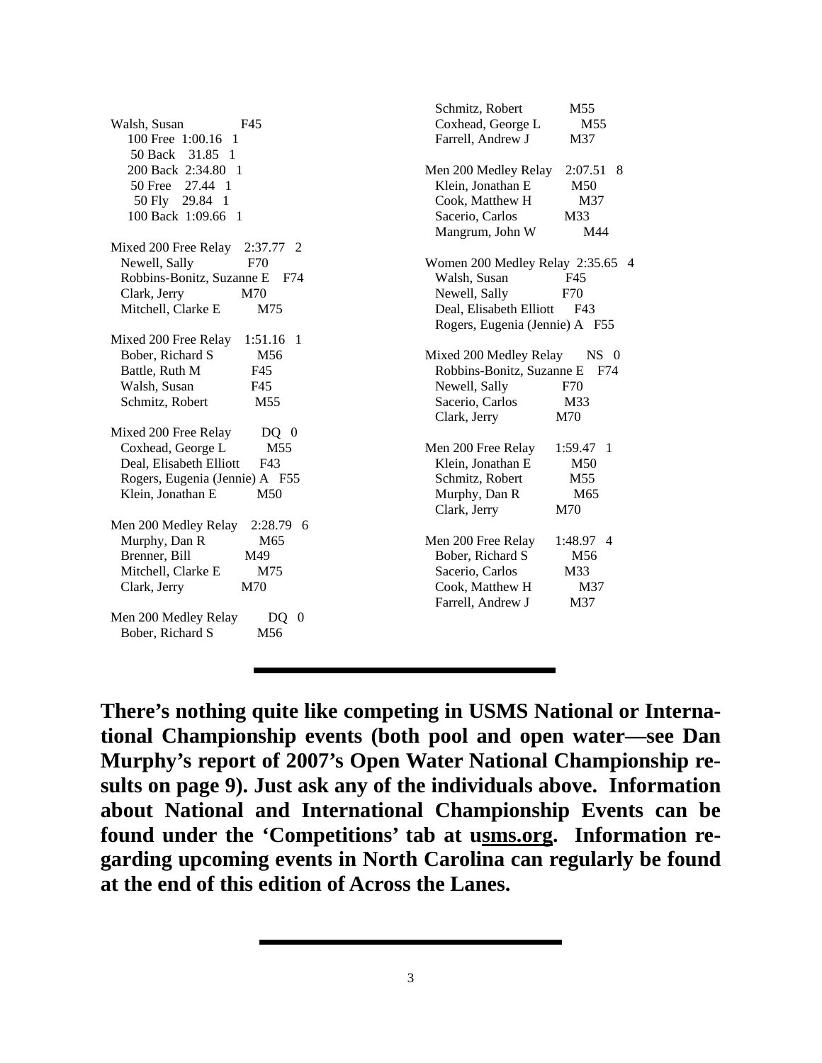Walsh, Susan F45
100 Free 1:00.16 1
50 Back 31.85 1
200 Back 2:34.80 1
50 Free 27.44 1
50 Fly 29.84 1
100 Back 1:09.66 1

Mixed 200 Free Relay 2:37.77 2
Newell, Sally F70
Robbins-Bonitz, Suzanne E F74
Clark, Jerry M70
Mitchell, Clarke E M75

Mixed 200 Free Relay 1:51.16 1
Bober, Richard S M56
Battle, Ruth M F45
Walsh, Susan F45
Schmitz, Robert M55

Mixed 200 Free Relay DQ 0
Coxhead, George L M55
Deal, Elisabeth Elliott F43
Rogers, Eugenia (Jennie) A F55
Klein, Jonathan E M50

Men 200 Medley Relay 2:28.79 6
Murphy, Dan R M65
Brenner, Bill M49
Mitchell, Clarke E M75
Clark, Jerry M70

Men 200 Medley Relay DQ 0
Bober, Richard S M56
Schmitz, Robert M55
Coxhead, George L M55
Farrell, Andrew J M37

Men 200 Medley Relay 2:07.51 8
Klein, Jonathan E M50
Cook, Matthew H M37
Sacerio, Carlos M33
Mangrum, John W M44

Women 200 Medley Relay 2:35.65 4
Walsh, Susan F45
Newell, Sally F70
Deal, Elisabeth Elliott F43
Rogers, Eugenia (Jennie) A F55

Mixed 200 Medley Relay NS 0
Robbins-Bonitz, Suzanne E F74
Newell, Sally F70
Sacerio, Carlos M33
Clark, Jerry M70

Men 200 Free Relay 1:59.47 1
Klein, Jonathan E M50
Schmitz, Robert M55
Murphy, Dan R M65
Clark, Jerry M70

Men 200 Free Relay 1:48.97 4
Bober, Richard S M56
Sacerio, Carlos M33
Cook, Matthew H M37
Farrell, Andrew J M37

---

**There's nothing quite like competing in USMS National or International Championship events (both pool and open water—see Dan Murphy's report of 2007's Open Water National Championship results on page 9). Just ask any of the individuals above. Information about National and International Championship Events can be found under the 'Competitions' tab at usms.org. Information regarding upcoming events in North Carolina can regularly be found at the end of this edition of Across the Lanes.**

---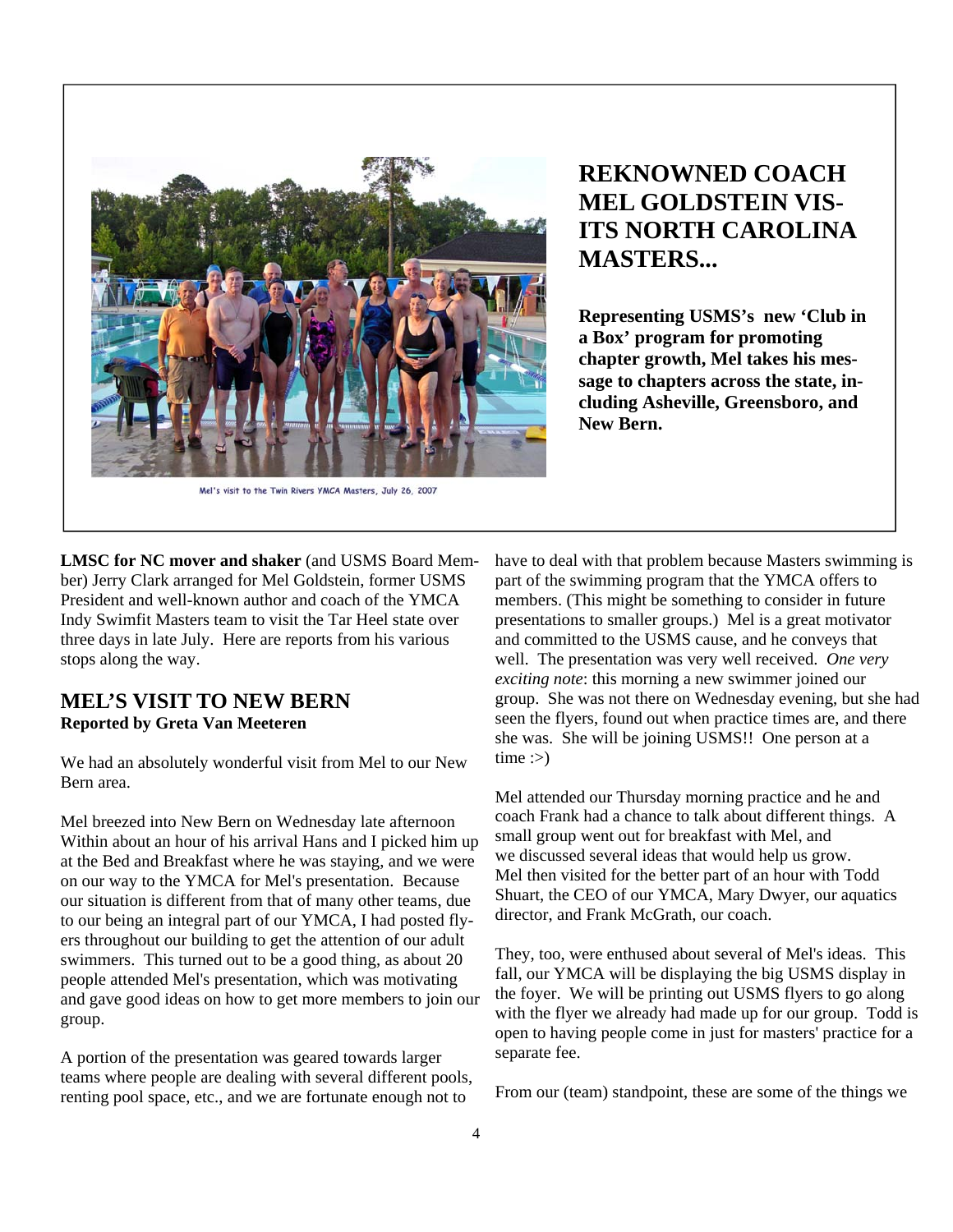Mel's visit to the Twin Rivers YMCA Masters, July 26, 2007

# REKNOWNED COACH MEL GOLDSTEIN VISITS NORTH CAROLINA MASTERS...

**Representing USMS's new 'Club in a Box' program for promoting chapter growth, Mel takes his message to chapters across the state, including Asheville, Greensboro, and New Bern.**

**LMSC for NC mover and shaker** (and USMS Board Member) Jerry Clark arranged for Mel Goldstein, former USMS President and well-known author and coach of the YMCA Indy Swimfit Masters team to visit the Tar Heel state over three days in late July. Here are reports from his various stops along the way.

## MEL'S VISIT TO NEW BERN

**Reported by Greta Van Meeteren**

We had an absolutely wonderful visit from Mel to our New Bern area.

Mel breezed into New Bern on Wednesday late afternoon Within about an hour of his arrival Hans and I picked him up at the Bed and Breakfast where he was staying, and we were on our way to the YMCA for Mel's presentation. Because our situation is different from that of many other teams, due to our being an integral part of our YMCA, I had posted flyers throughout our building to get the attention of our adult swimmers. This turned out to be a good thing, as about 20 people attended Mel's presentation, which was motivating and gave good ideas on how to get more members to join our group.

A portion of the presentation was geared towards larger teams where people are dealing with several different pools, renting pool space, etc., and we are fortunate enough not to have to deal with that problem because Masters swimming is part of the swimming program that the YMCA offers to members. (This might be something to consider in future presentations to smaller groups.) Mel is a great motivator and committed to the USMS cause, and he conveys that well. The presentation was very well received. *One very exciting note*: this morning a new swimmer joined our group. She was not there on Wednesday evening, but she had seen the flyers, found out when practice times are, and there she was. She will be joining USMS!! One person at a time :>)

Mel attended our Thursday morning practice and he and coach Frank had a chance to talk about different things. A small group went out for breakfast with Mel, and we discussed several ideas that would help us grow. Mel then visited for the better part of an hour with Todd Shuart, the CEO of our YMCA, Mary Dwyer, our aquatics director, and Frank McGrath, our coach.

They, too, were enthused about several of Mel's ideas. This fall, our YMCA will be displaying the big USMS display in the foyer. We will be printing out USMS flyers to go along with the flyer we already had made up for our group. Todd is open to having people come in just for masters' practice for a separate fee.

From our (team) standpoint, these are some of the things we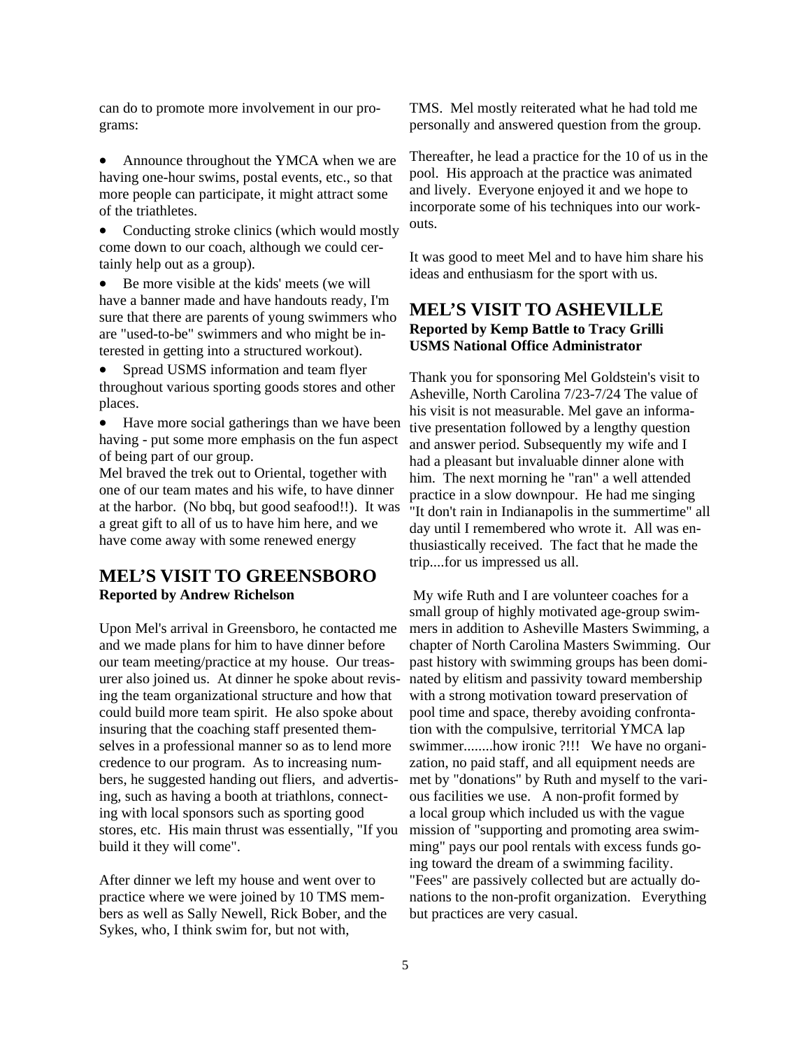can do to promote more involvement in our programs:

- Announce throughout the YMCA when we are having one-hour swims, postal events, etc., so that more people can participate, it might attract some of the triathletes.
- Conducting stroke clinics (which would mostly come down to our coach, although we could certainly help out as a group).
- Be more visible at the kids' meets (we will have a banner made and have handouts ready, I'm sure that there are parents of young swimmers who are "used-to-be" swimmers and who might be interested in getting into a structured workout).
- Spread USMS information and team flyer throughout various sporting goods stores and other places.
- Have more social gatherings than we have been having - put some more emphasis on the fun aspect of being part of our group.

Mel braved the trek out to Oriental, together with one of our team mates and his wife, to have dinner at the harbor. (No bbq, but good seafood!!). It was a great gift to all of us to have him here, and we have come away with some renewed energy

## MEL'S VISIT TO GREENSBORO

**Reported by Andrew Richelson**

Upon Mel's arrival in Greensboro, he contacted me and we made plans for him to have dinner before our team meeting/practice at my house. Our treasurer also joined us. At dinner he spoke about revising the team organizational structure and how that could build more team spirit. He also spoke about insuring that the coaching staff presented themselves in a professional manner so as to lend more credence to our program. As to increasing numbers, he suggested handing out fliers, and advertising, such as having a booth at triathlons, connecting with local sponsors such as sporting good stores, etc. His main thrust was essentially, "If you build it they will come".

After dinner we left my house and went over to practice where we were joined by 10 TMS members as well as Sally Newell, Rick Bober, and the Sykes, who, I think swim for, but not with, TMS. Mel mostly reiterated what he had told me personally and answered question from the group.

Thereafter, he lead a practice for the 10 of us in the pool. His approach at the practice was animated and lively. Everyone enjoyed it and we hope to incorporate some of his techniques into our workouts.

It was good to meet Mel and to have him share his ideas and enthusiasm for the sport with us.

## MEL'S VISIT TO ASHEVILLE

**Reported by Kemp Battle to Tracy Grilli USMS National Office Administrator**

Thank you for sponsoring Mel Goldstein's visit to Asheville, North Carolina 7/23-7/24 The value of his visit is not measurable. Mel gave an informative presentation followed by a lengthy question and answer period. Subsequently my wife and I had a pleasant but invaluable dinner alone with him. The next morning he "ran" a well attended practice in a slow downpour. He had me singing "It don't rain in Indianapolis in the summertime" all day until I remembered who wrote it. All was enthusiastically received. The fact that he made the trip....for us impressed us all.

My wife Ruth and I are volunteer coaches for a small group of highly motivated age-group swimmers in addition to Asheville Masters Swimming, a chapter of North Carolina Masters Swimming. Our past history with swimming groups has been dominated by elitism and passivity toward membership with a strong motivation toward preservation of pool time and space, thereby avoiding confrontation with the compulsive, territorial YMCA lap swimmer........how ironic ?!!! We have no organization, no paid staff, and all equipment needs are met by "donations" by Ruth and myself to the various facilities we use. A non-profit formed by a local group which included us with the vague mission of "supporting and promoting area swimming" pays our pool rentals with excess funds going toward the dream of a swimming facility. "Fees" are passively collected but are actually donations to the non-profit organization. Everything but practices are very casual.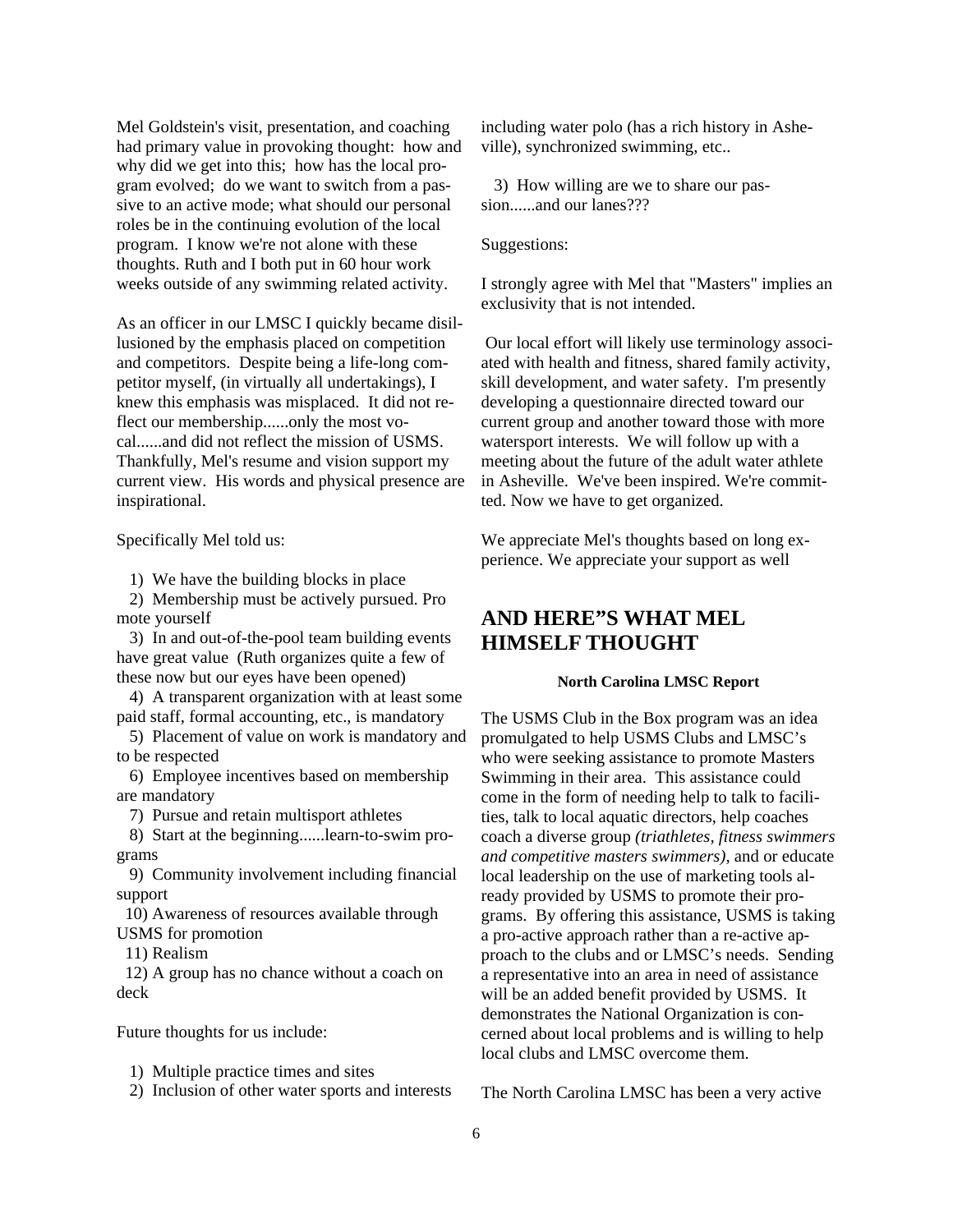Mel Goldstein's visit, presentation, and coaching had primary value in provoking thought: how and why did we get into this; how has the local program evolved; do we want to switch from a passive to an active mode; what should our personal roles be in the continuing evolution of the local program. I know we're not alone with these thoughts. Ruth and I both put in 60 hour work weeks outside of any swimming related activity.

As an officer in our LMSC I quickly became disillusioned by the emphasis placed on competition and competitors. Despite being a life-long competitor myself, (in virtually all undertakings), I knew this emphasis was misplaced. It did not reflect our membership......only the most vocal......and did not reflect the mission of USMS. Thankfully, Mel's resume and vision support my current view. His words and physical presence are inspirational.

Specifically Mel told us:

1) We have the building blocks in place
2) Membership must be actively pursued. Pro mote yourself
3) In and out-of-the-pool team building events have great value (Ruth organizes quite a few of these now but our eyes have been opened)
4) A transparent organization with at least some paid staff, formal accounting, etc., is mandatory
5) Placement of value on work is mandatory and to be respected
6) Employee incentives based on membership are mandatory
7) Pursue and retain multisport athletes
8) Start at the beginning......learn-to-swim programs
9) Community involvement including financial support
10) Awareness of resources available through USMS for promotion
11) Realism
12) A group has no chance without a coach on deck

Future thoughts for us include:

1) Multiple practice times and sites
2) Inclusion of other water sports and interests including water polo (has a rich history in Asheville), synchronized swimming, etc..
3) How willing are we to share our passion......and our lanes???

Suggestions:

I strongly agree with Mel that "Masters" implies an exclusivity that is not intended.

Our local effort will likely use terminology associated with health and fitness, shared family activity, skill development, and water safety. I'm presently developing a questionnaire directed toward our current group and another toward those with more watersport interests. We will follow up with a meeting about the future of the adult water athlete in Asheville. We've been inspired. We're committed. Now we have to get organized.

We appreciate Mel's thoughts based on long experience. We appreciate your support as well

## AND HERE"S WHAT MEL HIMSELF THOUGHT

**North Carolina LMSC Report**

The USMS Club in the Box program was an idea promulgated to help USMS Clubs and LMSC's who were seeking assistance to promote Masters Swimming in their area. This assistance could come in the form of needing help to talk to facilities, talk to local aquatic directors, help coaches coach a diverse group *(triathletes, fitness swimmers and competitive masters swimmers)*, and or educate local leadership on the use of marketing tools already provided by USMS to promote their programs. By offering this assistance, USMS is taking a pro-active approach rather than a re-active approach to the clubs and or LMSC's needs. Sending a representative into an area in need of assistance will be an added benefit provided by USMS. It demonstrates the National Organization is concerned about local problems and is willing to help local clubs and LMSC overcome them.

The North Carolina LMSC has been a very active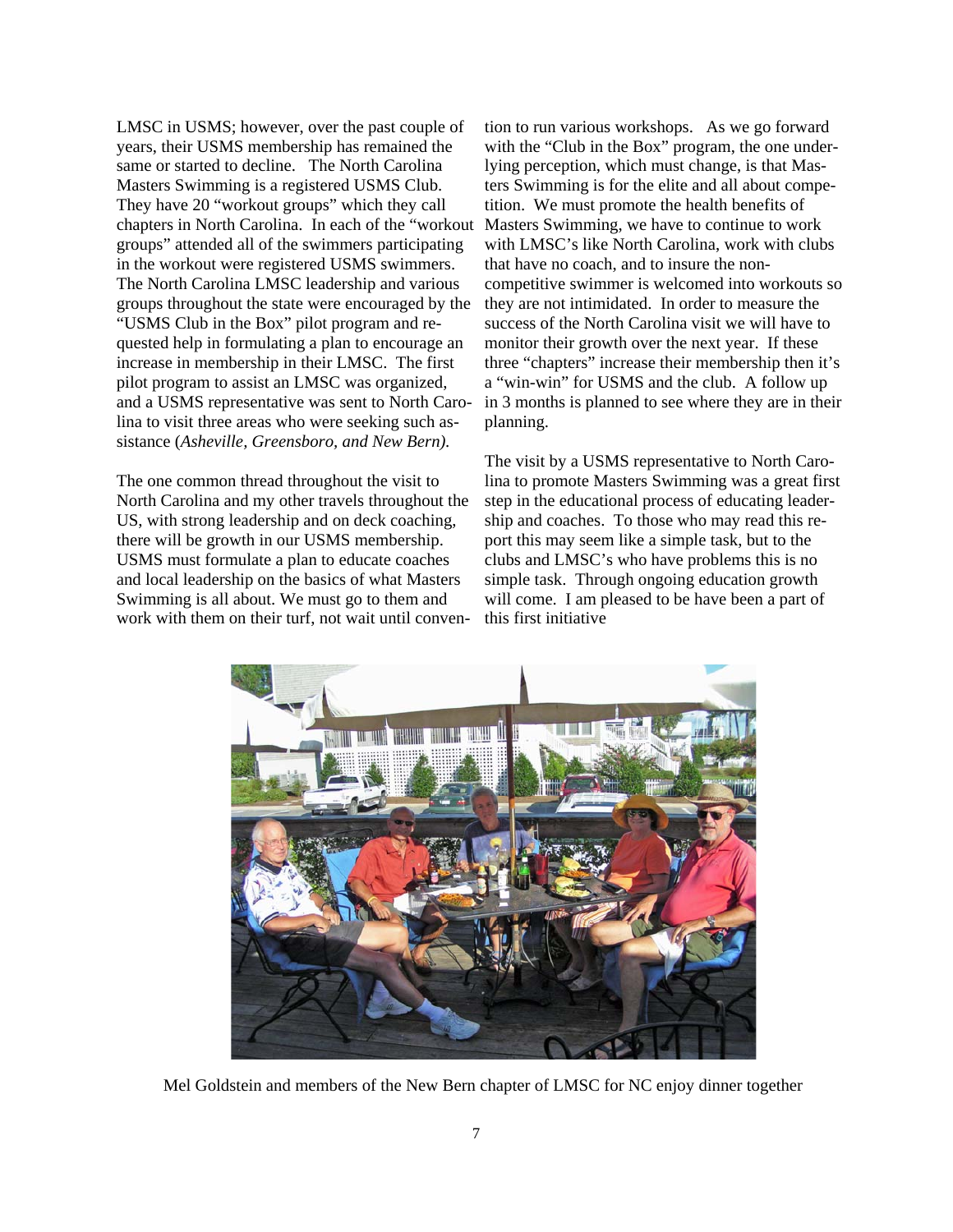LMSC in USMS; however, over the past couple of years, their USMS membership has remained the same or started to decline. The North Carolina Masters Swimming is a registered USMS Club. They have 20 "workout groups" which they call chapters in North Carolina. In each of the "workout groups" attended all of the swimmers participating in the workout were registered USMS swimmers. The North Carolina LMSC leadership and various groups throughout the state were encouraged by the "USMS Club in the Box" pilot program and requested help in formulating a plan to encourage an increase in membership in their LMSC. The first pilot program to assist an LMSC was organized, and a USMS representative was sent to North Carolina to visit three areas who were seeking such assistance (*Asheville, Greensboro, and New Bern).*

The one common thread throughout the visit to North Carolina and my other travels throughout the US, with strong leadership and on deck coaching, there will be growth in our USMS membership. USMS must formulate a plan to educate coaches and local leadership on the basics of what Masters Swimming is all about. We must go to them and work with them on their turf, not wait until convention to run various workshops. As we go forward with the "Club in the Box" program, the one underlying perception, which must change, is that Masters Swimming is for the elite and all about competition. We must promote the health benefits of Masters Swimming, we have to continue to work with LMSC's like North Carolina, work with clubs that have no coach, and to insure the non-competitive swimmer is welcomed into workouts so they are not intimidated. In order to measure the success of the North Carolina visit we will have to monitor their growth over the next year. If these three "chapters" increase their membership then it's a "win-win" for USMS and the club. A follow up in 3 months is planned to see where they are in their planning.

The visit by a USMS representative to North Carolina to promote Masters Swimming was a great first step in the educational process of educating leadership and coaches. To those who may read this report this may seem like a simple task, but to the clubs and LMSC's who have problems this is no simple task. Through ongoing education growth will come. I am pleased to be have been a part of this first initiative

Mel Goldstein and members of the New Bern chapter of LMSC for NC enjoy dinner together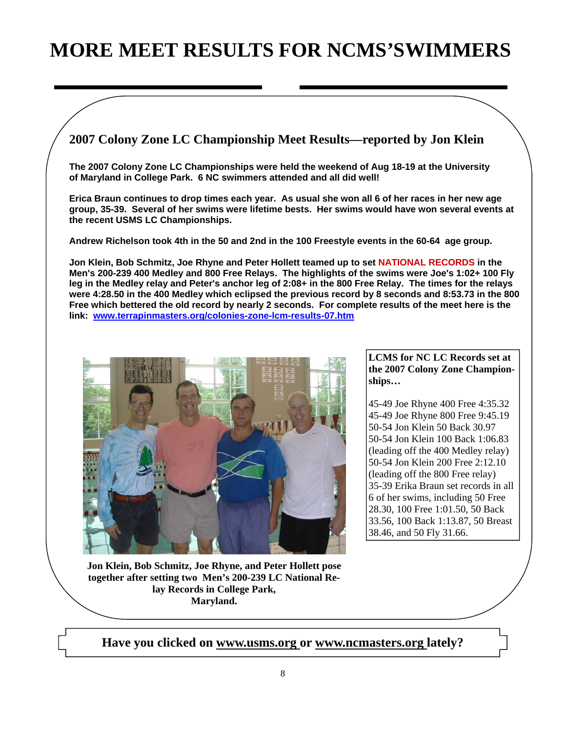# MORE MEET RESULTS FOR NCMS'SWIMMERS

## 2007 Colony Zone LC Championship Meet Results—reported by Jon Klein

**The 2007 Colony Zone LC Championships were held the weekend of Aug 18-19 at the University of Maryland in College Park. 6 NC swimmers attended and all did well!**

**Erica Braun continues to drop times each year. As usual she won all 6 of her races in her new age group, 35-39. Several of her swims were lifetime bests. Her swims would have won several events at the recent USMS LC Championships.**

**Andrew Richelson took 4th in the 50 and 2nd in the 100 Freestyle events in the 60-64 age group.**

**Jon Klein, Bob Schmitz, Joe Rhyne and Peter Hollett teamed up to set NATIONAL RECORDS in the Men's 200-239 400 Medley and 800 Free Relays. The highlights of the swims were Joe's 1:02+ 100 Fly leg in the Medley relay and Peter's anchor leg of 2:08+ in the 800 Free Relay. The times for the relays were 4:28.50 in the 400 Medley which eclipsed the previous record by 8 seconds and 8:53.73 in the 800 Free which bettered the old record by nearly 2 seconds. For complete results of the meet here is the link: www.terrapinmasters.org/colonies-zone-lcm-results-07.htm**

**Jon Klein, Bob Schmitz, Joe Rhyne, and Peter Hollett pose together after setting two Men's 200-239 LC National Relay Records in College Park, Maryland.**

**LCMS for NC LC Records set at the 2007 Colony Zone Championships…**

45-49 Joe Rhyne 400 Free 4:35.32
45-49 Joe Rhyne 800 Free 9:45.19
50-54 Jon Klein 50 Back 30.97
50-54 Jon Klein 100 Back 1:06.83 (leading off the 400 Medley relay)
50-54 Jon Klein 200 Free 2:12.10 (leading off the 800 Free relay)
35-39 Erika Braun set records in all 6 of her swims, including 50 Free 28.30, 100 Free 1:01.50, 50 Back 33.56, 100 Back 1:13.87, 50 Breast 38.46, and 50 Fly 31.66.

**Have you clicked on www.usms.org or www.ncmasters.org lately?**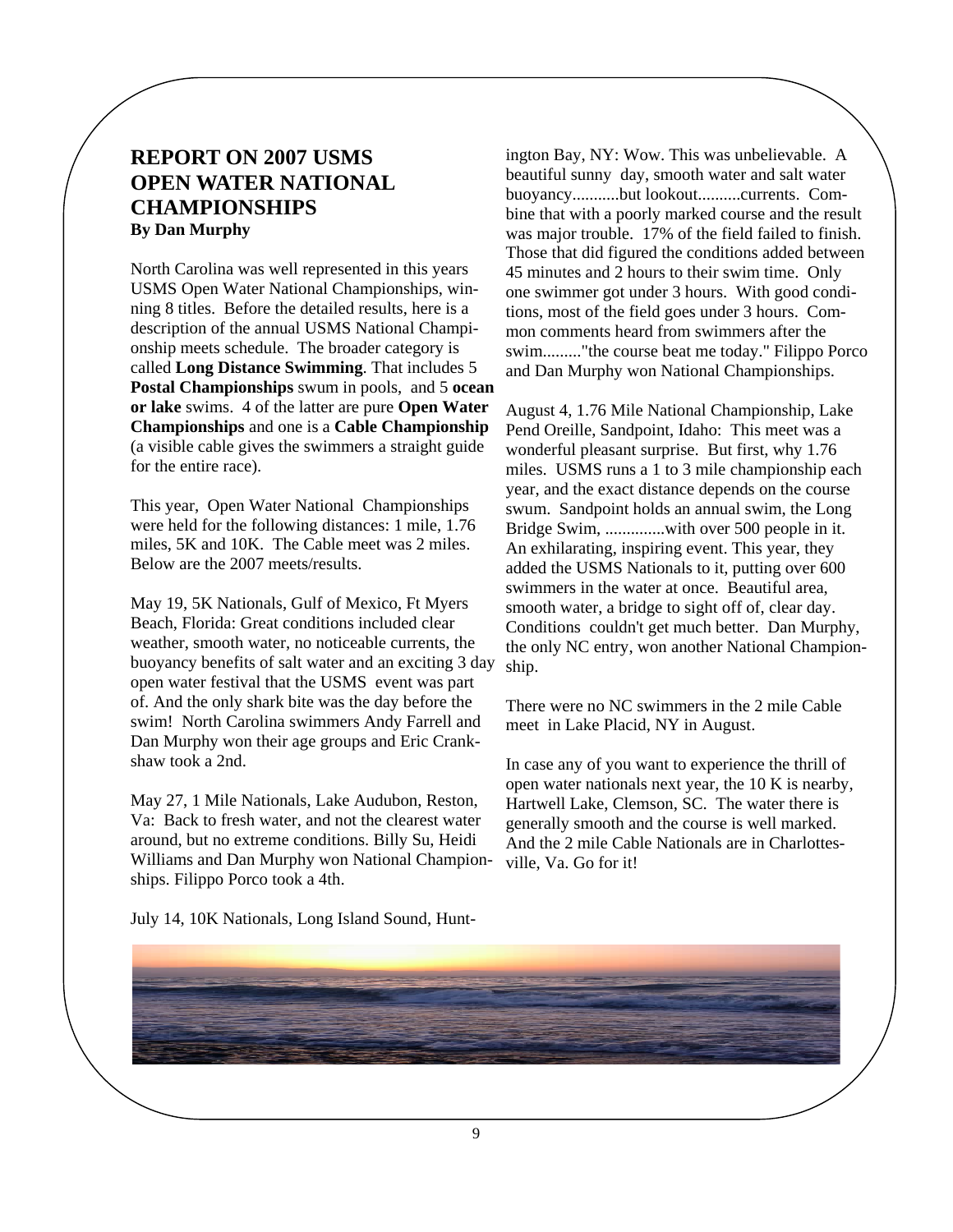# REPORT ON 2007 USMS OPEN WATER NATIONAL CHAMPIONSHIPS

**By Dan Murphy**

North Carolina was well represented in this years USMS Open Water National Championships, winning 8 titles. Before the detailed results, here is a description of the annual USMS National Championship meets schedule. The broader category is called **Long Distance Swimming**. That includes 5 **Postal Championships** swum in pools, and 5 **ocean or lake** swims. 4 of the latter are pure **Open Water Championships** and one is a **Cable Championship** (a visible cable gives the swimmers a straight guide for the entire race).

This year, Open Water National Championships were held for the following distances: 1 mile, 1.76 miles, 5K and 10K. The Cable meet was 2 miles. Below are the 2007 meets/results.

May 19, 5K Nationals, Gulf of Mexico, Ft Myers Beach, Florida: Great conditions included clear weather, smooth water, no noticeable currents, the buoyancy benefits of salt water and an exciting 3 day open water festival that the USMS event was part of. And the only shark bite was the day before the swim! North Carolina swimmers Andy Farrell and Dan Murphy won their age groups and Eric Crankshaw took a 2nd.

May 27, 1 Mile Nationals, Lake Audubon, Reston, Va: Back to fresh water, and not the clearest water around, but no extreme conditions. Billy Su, Heidi Williams and Dan Murphy won National Championships. Filippo Porco took a 4th.

July 14, 10K Nationals, Long Island Sound, Huntington Bay, NY: Wow. This was unbelievable. A beautiful sunny day, smooth water and salt water buoyancy...........but lookout..........currents. Combine that with a poorly marked course and the result was major trouble. 17% of the field failed to finish. Those that did figured the conditions added between 45 minutes and 2 hours to their swim time. Only one swimmer got under 3 hours. With good conditions, most of the field goes under 3 hours. Common comments heard from swimmers after the swim........."the course beat me today." Filippo Porco and Dan Murphy won National Championships.

August 4, 1.76 Mile National Championship, Lake Pend Oreille, Sandpoint, Idaho: This meet was a wonderful pleasant surprise. But first, why 1.76 miles. USMS runs a 1 to 3 mile championship each year, and the exact distance depends on the course swum. Sandpoint holds an annual swim, the Long Bridge Swim, ..............with over 500 people in it. An exhilarating, inspiring event. This year, they added the USMS Nationals to it, putting over 600 swimmers in the water at once. Beautiful area, smooth water, a bridge to sight off of, clear day. Conditions couldn't get much better. Dan Murphy, the only NC entry, won another National Championship.

There were no NC swimmers in the 2 mile Cable meet in Lake Placid, NY in August.

In case any of you want to experience the thrill of open water nationals next year, the 10 K is nearby, Hartwell Lake, Clemson, SC. The water there is generally smooth and the course is well marked. And the 2 mile Cable Nationals are in Charlottesville, Va. Go for it!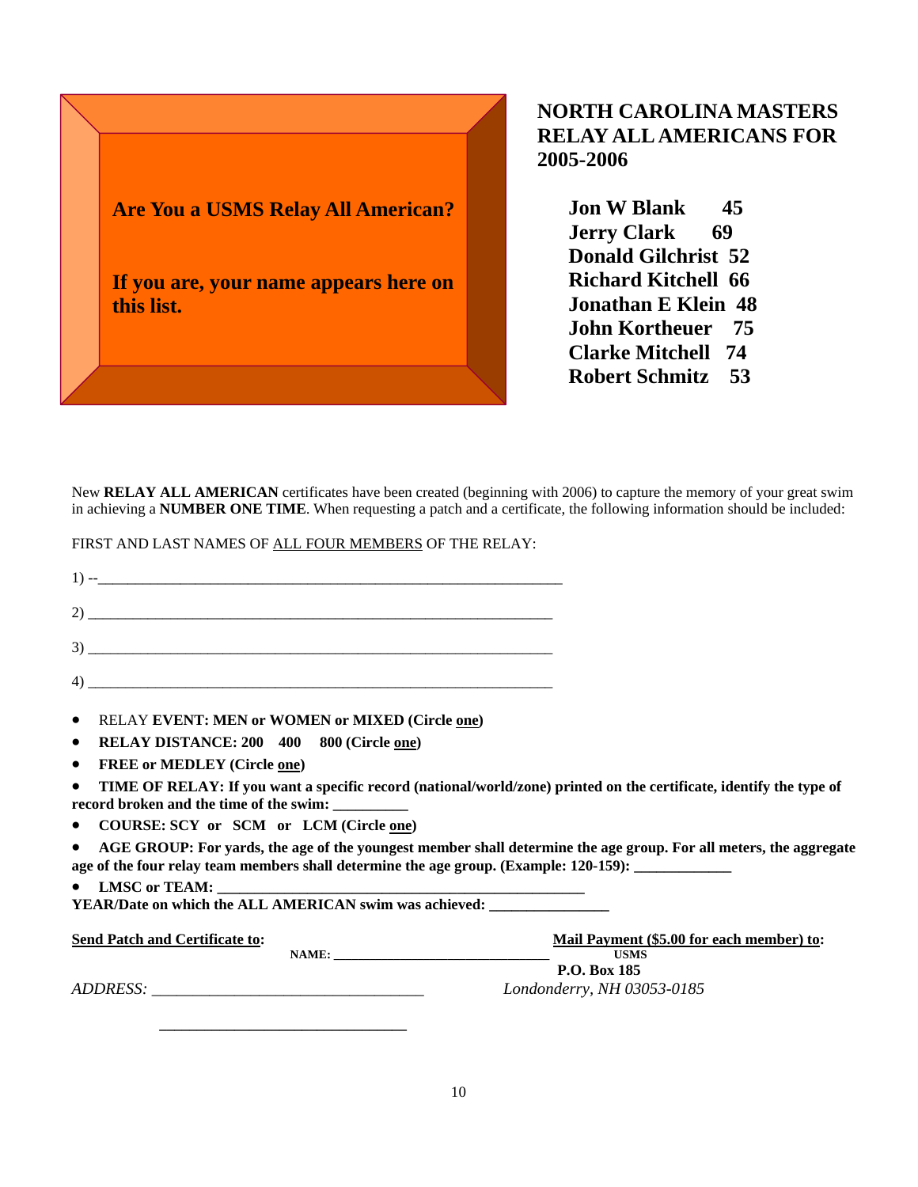**Are You a USMS Relay All American?**

**If you are, your name appears here on this list.**

## NORTH CAROLINA MASTERS RELAY ALL AMERICANS FOR 2005-2006

| Name | Age |
|---|---|
| **Jon W Blank** | **45** |
| **Jerry Clark** | **69** |
| **Donald Gilchrist** | **52** |
| **Richard Kitchell** | **66** |
| **Jonathan E Klein** | **48** |
| **John Kortheuer** | **75** |
| **Clarke Mitchell** | **74** |
| **Robert Schmitz** | **53** |

New **RELAY ALL AMERICAN** certificates have been created (beginning with 2006) to capture the memory of your great swim in achieving a **NUMBER ONE TIME**. When requesting a patch and a certificate, the following information should be included:

FIRST AND LAST NAMES OF ALL FOUR MEMBERS OF THE RELAY:

1) --______________________________________________________________

2) ______________________________________________________________

3) ______________________________________________________________

4) ______________________________________________________________

- RELAY **EVENT: MEN or WOMEN or MIXED (Circle one)**
- **RELAY DISTANCE: 200 400 800 (Circle one)**
- **FREE or MEDLEY (Circle one)**
- **TIME OF RELAY: If you want a specific record (national/world/zone) printed on the certificate, identify the type of record broken and the time of the swim: __________**
- **COURSE: SCY or SCM or LCM (Circle one)**
- **AGE GROUP: For yards, the age of the youngest member shall determine the age group. For all meters, the aggregate age of the four relay team members shall determine the age group. (Example: 120-159): _____________**
- **LMSC or TEAM: ________________________________________________**

**YEAR/Date on which the ALL AMERICAN swim was achieved: ________________**

**Send Patch and Certificate to:**

**NAME:** ______________________________

*ADDRESS:* __________________________________

________________________________

**Mail Payment ($5.00 for each member) to:**

**USMS**
**P.O. Box 185**
*Londonderry, NH 03053-0185*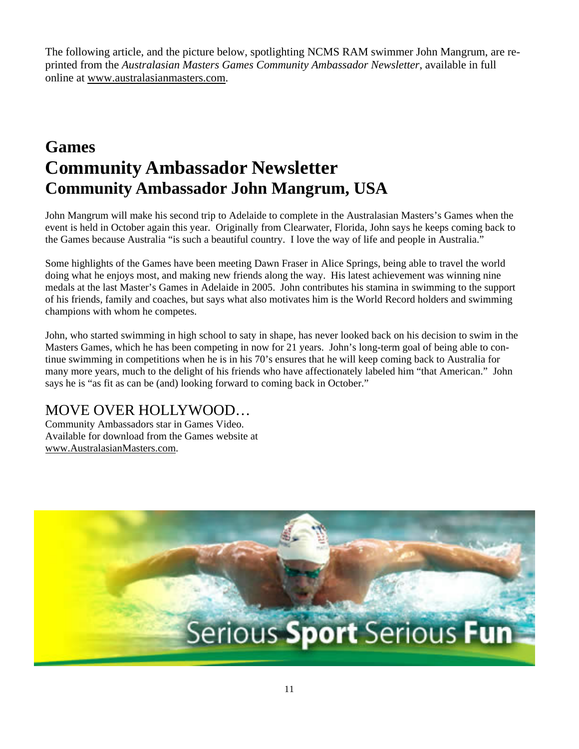The following article, and the picture below, spotlighting NCMS RAM swimmer John Mangrum, are reprinted from the *Australasian Masters Games Community Ambassador Newsletter*, available in full online at www.australasianmasters.com.

# Games
# Community Ambassador Newsletter
## Community Ambassador John Mangrum, USA

John Mangrum will make his second trip to Adelaide to complete in the Australasian Masters's Games when the event is held in October again this year. Originally from Clearwater, Florida, John says he keeps coming back to the Games because Australia "is such a beautiful country. I love the way of life and people in Australia."

Some highlights of the Games have been meeting Dawn Fraser in Alice Springs, being able to travel the world doing what he enjoys most, and making new friends along the way. His latest achievement was winning nine medals at the last Master's Games in Adelaide in 2005. John contributes his stamina in swimming to the support of his friends, family and coaches, but says what also motivates him is the World Record holders and swimming champions with whom he competes.

John, who started swimming in high school to saty in shape, has never looked back on his decision to swim in the Masters Games, which he has been competing in now for 21 years. John's long-term goal of being able to continue swimming in competitions when he is in his 70's ensures that he will keep coming back to Australia for many more years, much to the delight of his friends who have affectionately labeled him "that American." John says he is "as fit as can be (and) looking forward to coming back in October."

## MOVE OVER HOLLYWOOD…

Community Ambassadors star in Games Video.
Available for download from the Games website at www.AustralasianMasters.com.

Serious **Sport** Serious **Fun**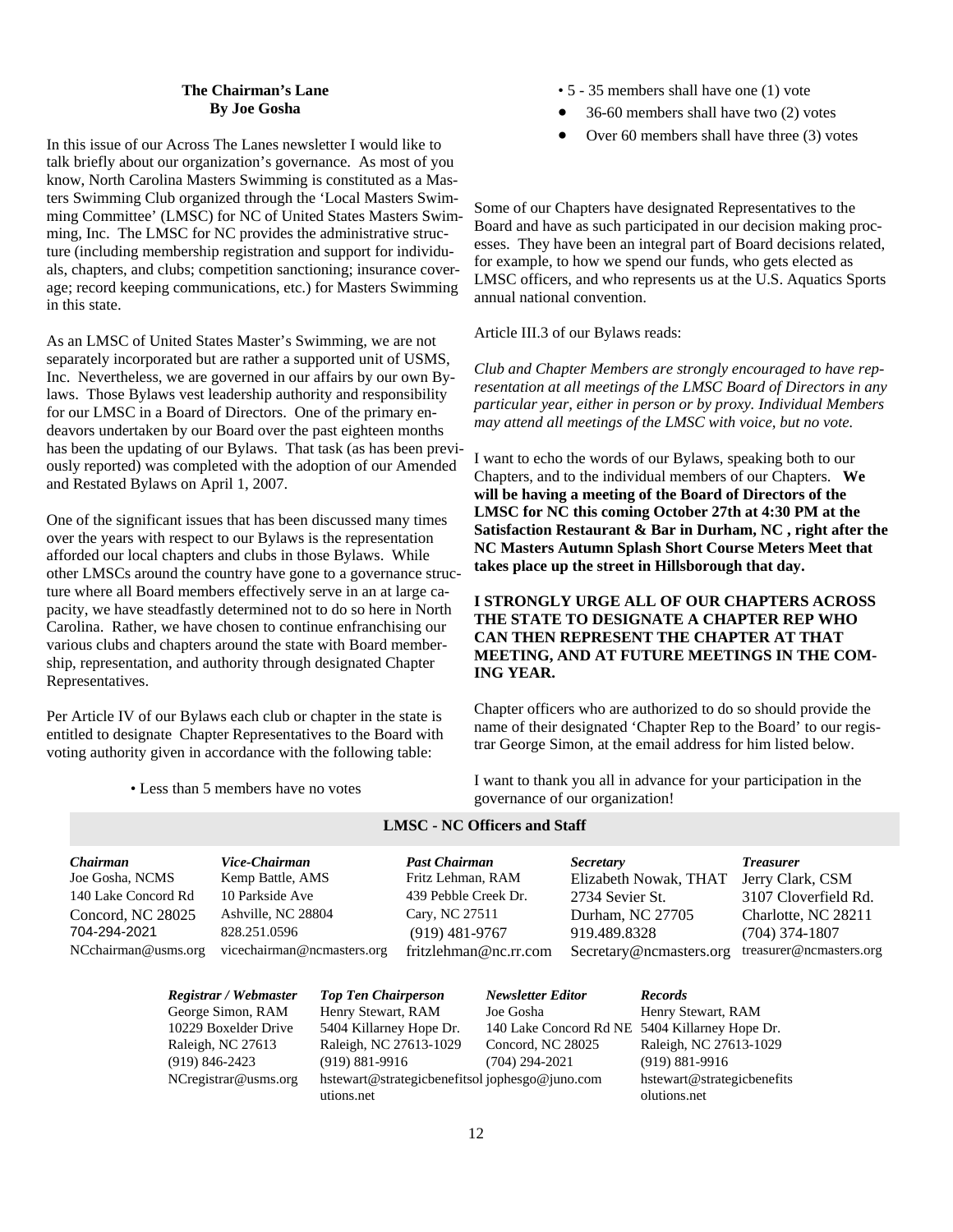## The Chairman's Lane
### By Joe Gosha

In this issue of our Across The Lanes newsletter I would like to talk briefly about our organization's governance. As most of you know, North Carolina Masters Swimming is constituted as a Masters Swimming Club organized through the 'Local Masters Swimming Committee' (LMSC) for NC of United States Masters Swimming, Inc. The LMSC for NC provides the administrative structure (including membership registration and support for individuals, chapters, and clubs; competition sanctioning; insurance coverage; record keeping communications, etc.) for Masters Swimming in this state.

As an LMSC of United States Master's Swimming, we are not separately incorporated but are rather a supported unit of USMS, Inc. Nevertheless, we are governed in our affairs by our own Bylaws. Those Bylaws vest leadership authority and responsibility for our LMSC in a Board of Directors. One of the primary endeavors undertaken by our Board over the past eighteen months has been the updating of our Bylaws. That task (as has been previously reported) was completed with the adoption of our Amended and Restated Bylaws on April 1, 2007.

One of the significant issues that has been discussed many times over the years with respect to our Bylaws is the representation afforded our local chapters and clubs in those Bylaws. While other LMSCs around the country have gone to a governance structure where all Board members effectively serve in an at large capacity, we have steadfastly determined not to do so here in North Carolina. Rather, we have chosen to continue enfranchising our various clubs and chapters around the state with Board membership, representation, and authority through designated Chapter Representatives.

Per Article IV of our Bylaws each club or chapter in the state is entitled to designate Chapter Representatives to the Board with voting authority given in accordance with the following table:

- Less than 5 members have no votes
- 5 - 35 members shall have one (1) vote
- 36-60 members shall have two (2) votes
- Over 60 members shall have three (3) votes

Some of our Chapters have designated Representatives to the Board and have as such participated in our decision making processes. They have been an integral part of Board decisions related, for example, to how we spend our funds, who gets elected as LMSC officers, and who represents us at the U.S. Aquatics Sports annual national convention.

Article III.3 of our Bylaws reads:

*Club and Chapter Members are strongly encouraged to have representation at all meetings of the LMSC Board of Directors in any particular year, either in person or by proxy. Individual Members may attend all meetings of the LMSC with voice, but no vote.*

I want to echo the words of our Bylaws, speaking both to our Chapters, and to the individual members of our Chapters. **We will be having a meeting of the Board of Directors of the LMSC for NC this coming October 27th at 4:30 PM at the Satisfaction Restaurant & Bar in Durham, NC , right after the NC Masters Autumn Splash Short Course Meters Meet that takes place up the street in Hillsborough that day.**

**I STRONGLY URGE ALL OF OUR CHAPTERS ACROSS THE STATE TO DESIGNATE A CHAPTER REP WHO CAN THEN REPRESENT THE CHAPTER AT THAT MEETING, AND AT FUTURE MEETINGS IN THE COMING YEAR.**

Chapter officers who are authorized to do so should provide the name of their designated 'Chapter Rep to the Board' to our registrar George Simon, at the email address for him listed below.

I want to thank you all in advance for your participation in the governance of our organization!

## LMSC - NC Officers and Staff

| *Chairman* | *Vice-Chairman* | *Past Chairman* | *Secretary* | *Treasurer* |
|---|---|---|---|---|
| Joe Gosha, NCMS | Kemp Battle, AMS | Fritz Lehman, RAM | Elizabeth Nowak, THAT | Jerry Clark, CSM |
| 140 Lake Concord Rd | 10 Parkside Ave | 439 Pebble Creek Dr. | 2734 Sevier St. | 3107 Cloverfield Rd. |
| Concord, NC 28025 | Ashville, NC 28804 | Cary, NC 27511 | Durham, NC 27705 | Charlotte, NC 28211 |
| 704-294-2021 | 828.251.0596 | (919) 481-9767 | 919.489.8328 | (704) 374-1807 |
| NCchairman@usms.org | vicechairman@ncmasters.org | fritzlehman@nc.rr.com | Secretary@ncmasters.org | treasurer@ncmasters.org |

| *Registrar / Webmaster* | *Top Ten Chairperson* | *Newsletter Editor* | *Records* |
|---|---|---|---|
| George Simon, RAM | Henry Stewart, RAM | Joe Gosha | Henry Stewart, RAM |
| 10229 Boxelder Drive | 5404 Killarney Hope Dr. | 140 Lake Concord Rd NE | 5404 Killarney Hope Dr. |
| Raleigh, NC 27613 | Raleigh, NC 27613-1029 | Concord, NC 28025 | Raleigh, NC 27613-1029 |
| (919) 846-2423 | (919) 881-9916 | (704) 294-2021 | (919) 881-9916 |
| NCregistrar@usms.org | hstewart@strategicbenefitsolutions.net | jophesgo@juno.com | hstewart@strategicbenefitsolutions.net |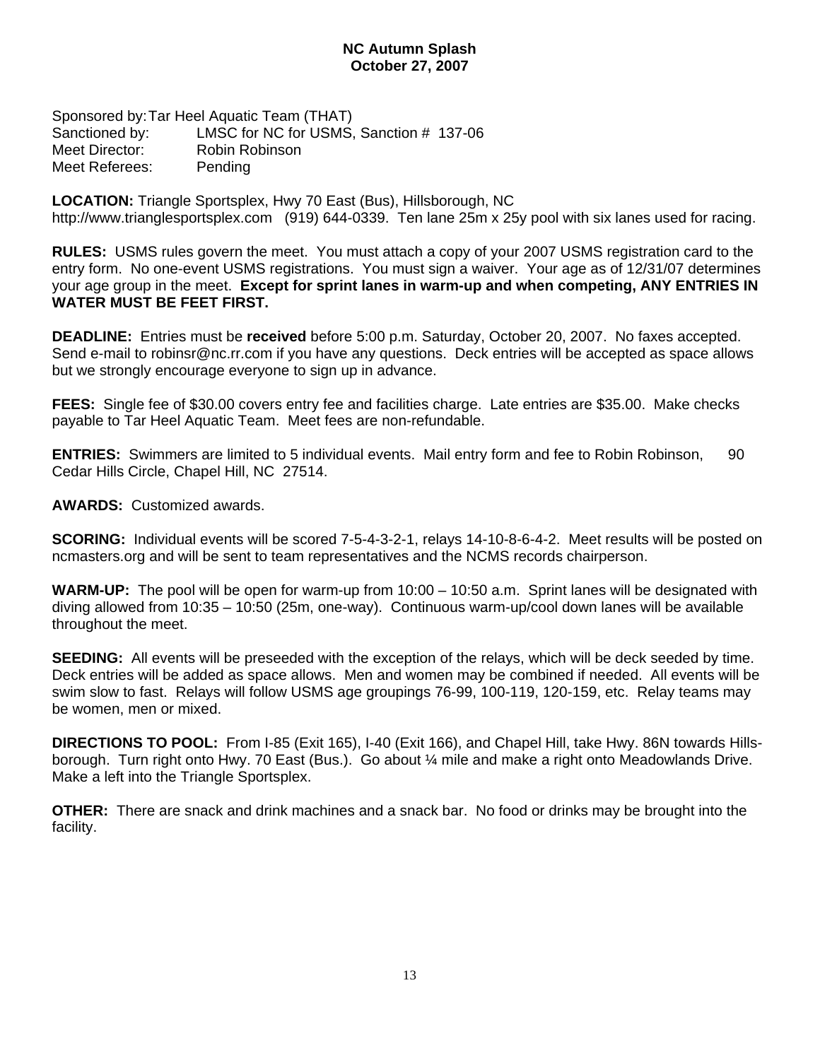# NC Autumn Splash
## October 27, 2007

Sponsored by: Tar Heel Aquatic Team (THAT)
Sanctioned by: LMSC for NC for USMS, Sanction # 137-06
Meet Director: Robin Robinson
Meet Referees: Pending

**LOCATION:** Triangle Sportsplex, Hwy 70 East (Bus), Hillsborough, NC
http://www.trianglesportsplex.com (919) 644-0339. Ten lane 25m x 25y pool with six lanes used for racing.

**RULES:** USMS rules govern the meet. You must attach a copy of your 2007 USMS registration card to the entry form. No one-event USMS registrations. You must sign a waiver. Your age as of 12/31/07 determines your age group in the meet. **Except for sprint lanes in warm-up and when competing, ANY ENTRIES IN WATER MUST BE FEET FIRST.**

**DEADLINE:** Entries must be **received** before 5:00 p.m. Saturday, October 20, 2007. No faxes accepted. Send e-mail to robinsr@nc.rr.com if you have any questions. Deck entries will be accepted as space allows but we strongly encourage everyone to sign up in advance.

**FEES:** Single fee of $30.00 covers entry fee and facilities charge. Late entries are $35.00. Make checks payable to Tar Heel Aquatic Team. Meet fees are non-refundable.

**ENTRIES:** Swimmers are limited to 5 individual events. Mail entry form and fee to Robin Robinson, 90 Cedar Hills Circle, Chapel Hill, NC 27514.

**AWARDS:** Customized awards.

**SCORING:** Individual events will be scored 7-5-4-3-2-1, relays 14-10-8-6-4-2. Meet results will be posted on ncmasters.org and will be sent to team representatives and the NCMS records chairperson.

**WARM-UP:** The pool will be open for warm-up from 10:00 – 10:50 a.m. Sprint lanes will be designated with diving allowed from 10:35 – 10:50 (25m, one-way). Continuous warm-up/cool down lanes will be available throughout the meet.

**SEEDING:** All events will be preseeded with the exception of the relays, which will be deck seeded by time. Deck entries will be added as space allows. Men and women may be combined if needed. All events will be swim slow to fast. Relays will follow USMS age groupings 76-99, 100-119, 120-159, etc. Relay teams may be women, men or mixed.

**DIRECTIONS TO POOL:** From I-85 (Exit 165), I-40 (Exit 166), and Chapel Hill, take Hwy. 86N towards Hillsborough. Turn right onto Hwy. 70 East (Bus.). Go about ¼ mile and make a right onto Meadowlands Drive. Make a left into the Triangle Sportsplex.

**OTHER:** There are snack and drink machines and a snack bar. No food or drinks may be brought into the facility.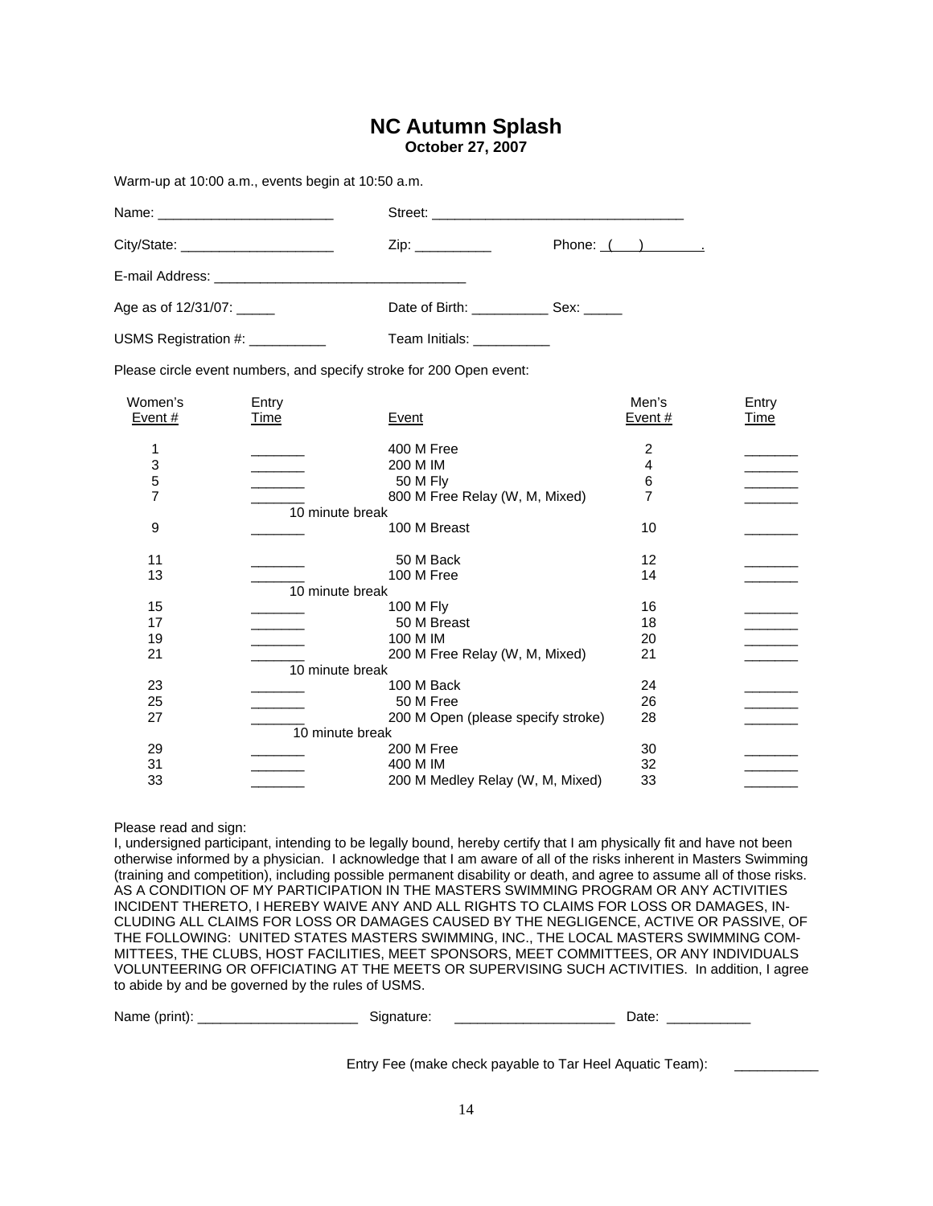# NC Autumn Splash

**October 27, 2007**

Warm-up at 10:00 a.m., events begin at 10:50 a.m.

Name: _______________________ Street: _________________________________

City/State: ____________________ Zip: __________ Phone: ( ) .

E-mail Address: ________________________________

Age as of 12/31/07: _____ Date of Birth: __________ Sex: _____

USMS Registration #: __________ Team Initials: __________

Please circle event numbers, and specify stroke for 200 Open event:

| Women's Event # | Entry Time | Event | Men's Event # | Entry Time |
|---|---|---|---|---|
| 1 | _______ | 400 M Free | 2 | _______ |
| 3 | _______ | 200 M IM | 4 | _______ |
| 5 | _______ | 50 M Fly | 6 | _______ |
| 7 | _______ | 800 M Free Relay (W, M, Mixed) | 7 | _______ |
| | 10 minute break | | | |
| 9 | _______ | 100 M Breast | 10 | _______ |
| 11 | _______ | 50 M Back | 12 | _______ |
| 13 | _______ | 100 M Free | 14 | _______ |
| | 10 minute break | | | |
| 15 | _______ | 100 M Fly | 16 | _______ |
| 17 | _______ | 50 M Breast | 18 | _______ |
| 19 | _______ | 100 M IM | 20 | _______ |
| 21 | _______ | 200 M Free Relay (W, M, Mixed) | 21 | _______ |
| | 10 minute break | | | |
| 23 | _______ | 100 M Back | 24 | _______ |
| 25 | _______ | 50 M Free | 26 | _______ |
| 27 | _______ | 200 M Open (please specify stroke) | 28 | _______ |
| | 10 minute break | | | |
| 29 | _______ | 200 M Free | 30 | _______ |
| 31 | _______ | 400 M IM | 32 | _______ |
| 33 | _______ | 200 M Medley Relay (W, M, Mixed) | 33 | _______ |

Please read and sign:

I, undersigned participant, intending to be legally bound, hereby certify that I am physically fit and have not been otherwise informed by a physician. I acknowledge that I am aware of all of the risks inherent in Masters Swimming (training and competition), including possible permanent disability or death, and agree to assume all of those risks. AS A CONDITION OF MY PARTICIPATION IN THE MASTERS SWIMMING PROGRAM OR ANY ACTIVITIES INCIDENT THERETO, I HEREBY WAIVE ANY AND ALL RIGHTS TO CLAIMS FOR LOSS OR DAMAGES, INCLUDING ALL CLAIMS FOR LOSS OR DAMAGES CAUSED BY THE NEGLIGENCE, ACTIVE OR PASSIVE, OF THE FOLLOWING: UNITED STATES MASTERS SWIMMING, INC., THE LOCAL MASTERS SWIMMING COMMITTEES, THE CLUBS, HOST FACILITIES, MEET SPONSORS, MEET COMMITTEES, OR ANY INDIVIDUALS VOLUNTEERING OR OFFICIATING AT THE MEETS OR SUPERVISING SUCH ACTIVITIES. In addition, I agree to abide by and be governed by the rules of USMS.

Name (print): ____________________ Signature: ____________________ Date: ___________

Entry Fee (make check payable to Tar Heel Aquatic Team): ___________